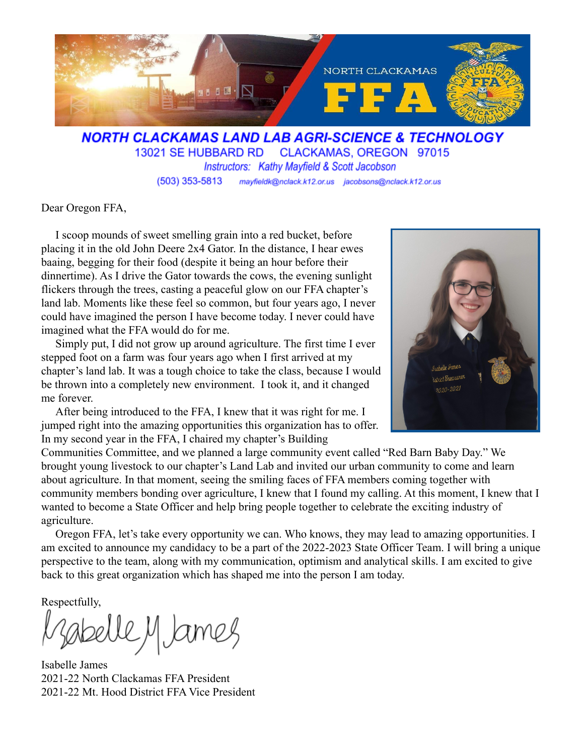NORTH CLACKAMAS **FFA**

# NORTH CLACKAMAS LAND LAB AGRI-SCIENCE & TECHNOLOGY

13021 SE HUBBARD RD CLACKAMAS, OREGON 97015

*Instructors: Kathy Mayfield & Scott Jacobson*

(503) 353-5813 *mayfieldk@nclack.k12.or.us jacobsons@nclack.k12.or.us*

Dear Oregon FFA,

I scoop mounds of sweet smelling grain into a red bucket, before placing it in the old John Deere 2x4 Gator. In the distance, I hear ewes baaing, begging for their food (despite it being an hour before their dinnertime). As I drive the Gator towards the cows, the evening sunlight flickers through the trees, casting a peaceful glow on our FFA chapter's land lab. Moments like these feel so common, but four years ago, I never could have imagined the person I have become today. I never could have imagined what the FFA would do for me.

Simply put, I did not grow up around agriculture. The first time I ever stepped foot on a farm was four years ago when I first arrived at my chapter's land lab. It was a tough choice to take the class, because I would be thrown into a completely new environment. I took it, and it changed me forever.

After being introduced to the FFA, I knew that it was right for me. I jumped right into the amazing opportunities this organization has to offer. In my second year in the FFA, I chaired my chapter's Building Communities Committee, and we planned a large community event called "Red Barn Baby Day." We brought young livestock to our chapter's Land Lab and invited our urban community to come and learn about agriculture. In that moment, seeing the smiling faces of FFA members coming together with community members bonding over agriculture, I knew that I found my calling. At this moment, I knew that I wanted to become a State Officer and help bring people together to celebrate the exciting industry of agriculture.

Oregon FFA, let's take every opportunity we can. Who knows, they may lead to amazing opportunities. I am excited to announce my candidacy to be a part of the 2022-2023 State Officer Team. I will bring a unique perspective to the team, along with my communication, optimism and analytical skills. I am excited to give back to this great organization which has shaped me into the person I am today.

Respectfully,

Isabelle M James

Isabelle James
2021-22 North Clackamas FFA President
2021-22 Mt. Hood District FFA Vice President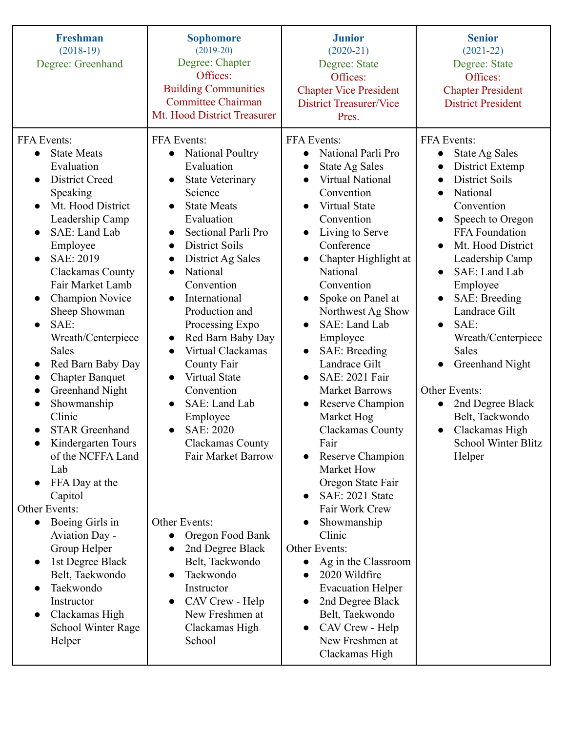| **Freshman** (2018-19) Degree: Greenhand | **Sophomore** (2019-20) Degree: Chapter Offices: Building Communities Committee Chairman Mt. Hood District Treasurer | **Junior** (2020-21) Degree: State Offices: Chapter Vice President District Treasurer/Vice Pres. | **Senior** (2021-22) Degree: State Offices: Chapter President District President |
|---|---|---|---|
| FFA Events:<br>• State Meats Evaluation<br>• District Creed Speaking<br>• Mt. Hood District Leadership Camp<br>• SAE: Land Lab Employee<br>• SAE: 2019 Clackamas County Fair Market Lamb<br>• Champion Novice Sheep Showman<br>• SAE: Wreath/Centerpiece Sales<br>• Red Barn Baby Day<br>• Chapter Banquet<br>• Greenhand Night<br>• Showmanship Clinic<br>• STAR Greenhand<br>• Kindergarten Tours of the NCFFA Land Lab<br>• FFA Day at the Capitol<br>Other Events:<br>• Boeing Girls in Aviation Day - Group Helper<br>• 1st Degree Black Belt, Taekwondo<br>• Taekwondo Instructor<br>• Clackamas High School Winter Rage Helper | FFA Events:<br>• National Poultry Evaluation<br>• State Veterinary Science<br>• State Meats Evaluation<br>• Sectional Parli Pro<br>• District Soils<br>• District Ag Sales<br>• National Convention<br>• International Production and Processing Expo<br>• Red Barn Baby Day<br>• Virtual Clackamas County Fair<br>• Virtual State Convention<br>• SAE: Land Lab Employee<br>• SAE: 2020 Clackamas County Fair Market Barrow<br>Other Events:<br>• Oregon Food Bank<br>• 2nd Degree Black Belt, Taekwondo<br>• Taekwondo Instructor<br>• CAV Crew - Help New Freshmen at Clackamas High School | FFA Events:<br>• National Parli Pro<br>• State Ag Sales<br>• Virtual National Convention<br>• Virtual State Convention<br>• Living to Serve Conference<br>• Chapter Highlight at National Convention<br>• Spoke on Panel at Northwest Ag Show<br>• SAE: Land Lab Employee<br>• SAE: Breeding Landrace Gilt<br>• SAE: 2021 Fair Market Barrows<br>• Reserve Champion Market Hog Clackamas County Fair<br>• Reserve Champion Market How Oregon State Fair<br>• SAE: 2021 State Fair Work Crew<br>• Showmanship Clinic<br>Other Events:<br>• Ag in the Classroom<br>• 2020 Wildfire Evacuation Helper<br>• 2nd Degree Black Belt, Taekwondo<br>• CAV Crew - Help New Freshmen at Clackamas High | FFA Events:<br>• State Ag Sales<br>• District Extemp<br>• District Soils<br>• National Convention<br>• Speech to Oregon FFA Foundation<br>• Mt. Hood District Leadership Camp<br>• SAE: Land Lab Employee<br>• SAE: Breeding Landrace Gilt<br>• SAE: Wreath/Centerpiece Sales<br>• Greenhand Night<br>Other Events:<br>• 2nd Degree Black Belt, Taekwondo<br>• Clackamas High School Winter Blitz Helper |